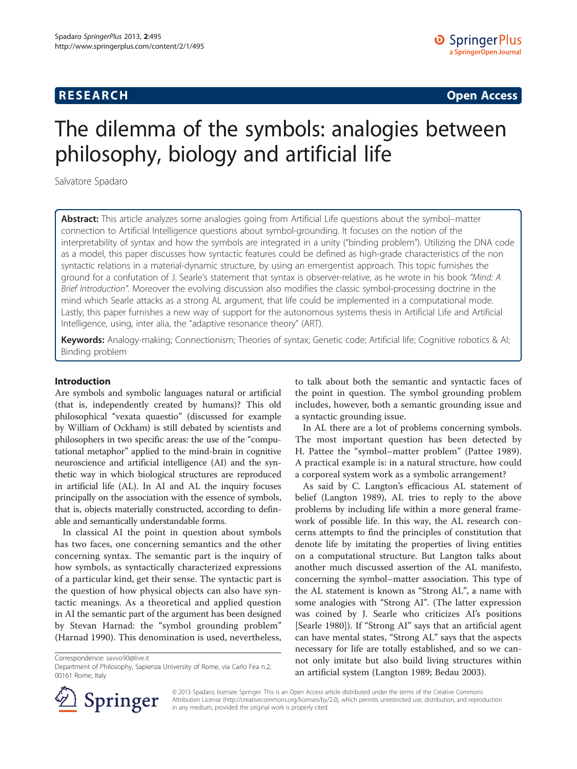RESEARCH Open Access

# The dilemma of the symbols: analogies between philosophy, biology and artificial life

Salvatore Spadaro

**Abstract:** This article analyzes some analogies going from Artificial Life questions about the symbol–matter connection to Artificial Intelligence questions about symbol-grounding. It focuses on the notion of the interpretability of syntax and how the symbols are integrated in a unity ("binding problem"). Utilizing the DNA code as a model, this paper discusses how syntactic features could be defined as high-grade characteristics of the non syntactic relations in a material-dynamic structure, by using an emergentist approach. This topic furnishes the ground for a confutation of J. Searle's statement that syntax is observer-relative, as he wrote in his book *"Mind: A Brief Introduction"*. Moreover the evolving discussion also modifies the classic symbol-processing doctrine in the mind which Searle attacks as a strong AL argument, that life could be implemented in a computational mode. Lastly, this paper furnishes a new way of support for the autonomous systems thesis in Artificial Life and Artificial Intelligence, using, inter alia, the "adaptive resonance theory" (ART).

**Keywords:** Analogy-making; Connectionism; Theories of syntax; Genetic code; Artificial life; Cognitive robotics & AI; Binding problem

## Introduction

Are symbols and symbolic languages natural or artificial (that is, independently created by humans)? This old philosophical "vexata quaestio" (discussed for example by William of Ockham) is still debated by scientists and philosophers in two specific areas: the use of the "computational metaphor" applied to the mind-brain in cognitive neuroscience and artificial intelligence (AI) and the synthetic way in which biological structures are reproduced in artificial life (AL). In AI and AL the inquiry focuses principally on the association with the essence of symbols, that is, objects materially constructed, according to definable and semantically understandable forms.

In classical AI the point in question about symbols has two faces, one concerning semantics and the other concerning syntax. The semantic part is the inquiry of how symbols, as syntactically characterized expressions of a particular kind, get their sense. The syntactic part is the question of how physical objects can also have syntactic meanings. As a theoretical and applied question in AI the semantic part of the argument has been designed by Stevan Harnad: the "symbol grounding problem" (Harnad 1990). This denomination is used, nevertheless, to talk about both the semantic and syntactic faces of the point in question. The symbol grounding problem includes, however, both a semantic grounding issue and a syntactic grounding issue.

In AL there are a lot of problems concerning symbols. The most important question has been detected by H. Pattee the "symbol–matter problem" (Pattee 1989). A practical example is: in a natural structure, how could a corporeal system work as a symbolic arrangement?

As said by C. Langton's efficacious AL statement of belief (Langton 1989), AL tries to reply to the above problems by including life within a more general framework of possible life. In this way, the AL research concerns attempts to find the principles of constitution that denote life by imitating the properties of living entities on a computational structure. But Langton talks about another much discussed assertion of the AL manifesto, concerning the symbol–matter association. This type of the AL statement is known as "Strong AL", a name with some analogies with "Strong AI". (The latter expression was coined by J. Searle who criticizes AI's positions [Searle 1980]). If "Strong AI" says that an artificial agent can have mental states, "Strong AL" says that the aspects necessary for life are totally established, and so we cannot only imitate but also build living structures within an artificial system (Langton 1989; Bedau 2003).

Correspondence: savvo90@live.it
Department of Philosophy, Sapienza University of Rome, via Carlo Fea n.2, 00161 Rome, Italy

© 2013 Spadaro; licensee Springer. This is an Open Access article distributed under the terms of the Creative Commons Attribution License (http://creativecommons.org/licenses/by/2.0), which permits unrestricted use, distribution, and reproduction in any medium, provided the original work is properly cited.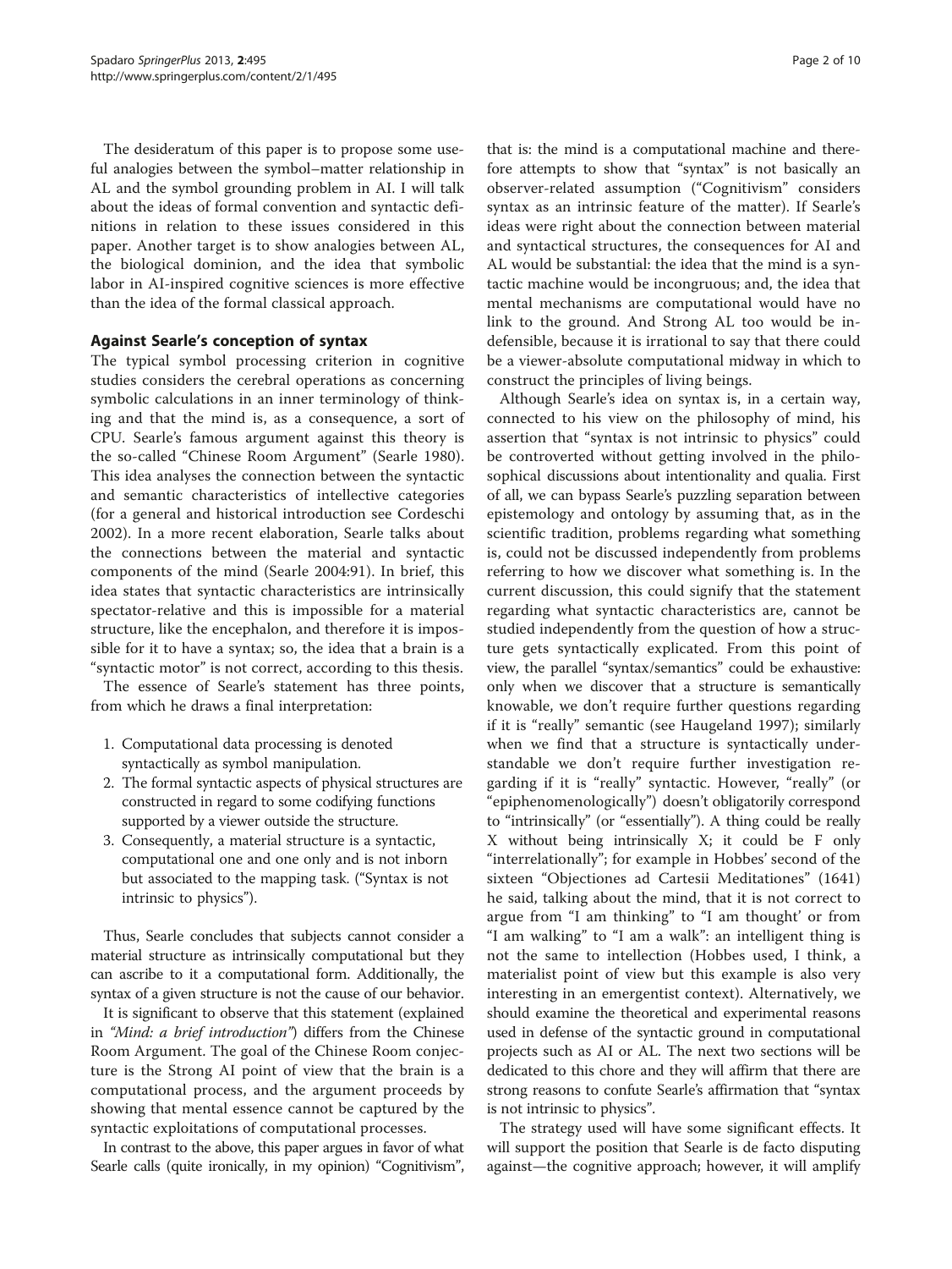The desideratum of this paper is to propose some useful analogies between the symbol–matter relationship in AL and the symbol grounding problem in AI. I will talk about the ideas of formal convention and syntactic definitions in relation to these issues considered in this paper. Another target is to show analogies between AL, the biological dominion, and the idea that symbolic labor in AI-inspired cognitive sciences is more effective than the idea of the formal classical approach.

## Against Searle's conception of syntax

The typical symbol processing criterion in cognitive studies considers the cerebral operations as concerning symbolic calculations in an inner terminology of thinking and that the mind is, as a consequence, a sort of CPU. Searle's famous argument against this theory is the so-called "Chinese Room Argument" (Searle 1980). This idea analyses the connection between the syntactic and semantic characteristics of intellective categories (for a general and historical introduction see Cordeschi 2002). In a more recent elaboration, Searle talks about the connections between the material and syntactic components of the mind (Searle 2004:91). In brief, this idea states that syntactic characteristics are intrinsically spectator-relative and this is impossible for a material structure, like the encephalon, and therefore it is impossible for it to have a syntax; so, the idea that a brain is a "syntactic motor" is not correct, according to this thesis.

The essence of Searle's statement has three points, from which he draws a final interpretation:

1. Computational data processing is denoted syntactically as symbol manipulation.
2. The formal syntactic aspects of physical structures are constructed in regard to some codifying functions supported by a viewer outside the structure.
3. Consequently, a material structure is a syntactic, computational one and one only and is not inborn but associated to the mapping task. ("Syntax is not intrinsic to physics").

Thus, Searle concludes that subjects cannot consider a material structure as intrinsically computational but they can ascribe to it a computational form. Additionally, the syntax of a given structure is not the cause of our behavior.

It is significant to observe that this statement (explained in *"Mind: a brief introduction"*) differs from the Chinese Room Argument. The goal of the Chinese Room conjecture is the Strong AI point of view that the brain is a computational process, and the argument proceeds by showing that mental essence cannot be captured by the syntactic exploitations of computational processes.

In contrast to the above, this paper argues in favor of what Searle calls (quite ironically, in my opinion) "Cognitivism", that is: the mind is a computational machine and therefore attempts to show that "syntax" is not basically an observer-related assumption ("Cognitivism" considers syntax as an intrinsic feature of the matter). If Searle's ideas were right about the connection between material and syntactical structures, the consequences for AI and AL would be substantial: the idea that the mind is a syntactic machine would be incongruous; and, the idea that mental mechanisms are computational would have no link to the ground. And Strong AL too would be indefensible, because it is irrational to say that there could be a viewer-absolute computational midway in which to construct the principles of living beings.

Although Searle's idea on syntax is, in a certain way, connected to his view on the philosophy of mind, his assertion that "syntax is not intrinsic to physics" could be controverted without getting involved in the philosophical discussions about intentionality and qualia. First of all, we can bypass Searle's puzzling separation between epistemology and ontology by assuming that, as in the scientific tradition, problems regarding what something is, could not be discussed independently from problems referring to how we discover what something is. In the current discussion, this could signify that the statement regarding what syntactic characteristics are, cannot be studied independently from the question of how a structure gets syntactically explicated. From this point of view, the parallel "syntax/semantics" could be exhaustive: only when we discover that a structure is semantically knowable, we don't require further questions regarding if it is "really" semantic (see Haugeland 1997); similarly when we find that a structure is syntactically understandable we don't require further investigation regarding if it is "really" syntactic. However, "really" (or "epiphenomenologically") doesn't obligatorily correspond to "intrinsically" (or "essentially"). A thing could be really X without being intrinsically X; it could be F only "interrelationally"; for example in Hobbes' second of the sixteen "Objectiones ad Cartesii Meditationes" (1641) he said, talking about the mind, that it is not correct to argue from "I am thinking" to "I am thought' or from "I am walking" to "I am a walk": an intelligent thing is not the same to intellection (Hobbes used, I think, a materialist point of view but this example is also very interesting in an emergentist context). Alternatively, we should examine the theoretical and experimental reasons used in defense of the syntactic ground in computational projects such as AI or AL. The next two sections will be dedicated to this chore and they will affirm that there are strong reasons to confute Searle's affirmation that "syntax is not intrinsic to physics".

The strategy used will have some significant effects. It will support the position that Searle is de facto disputing against—the cognitive approach; however, it will amplify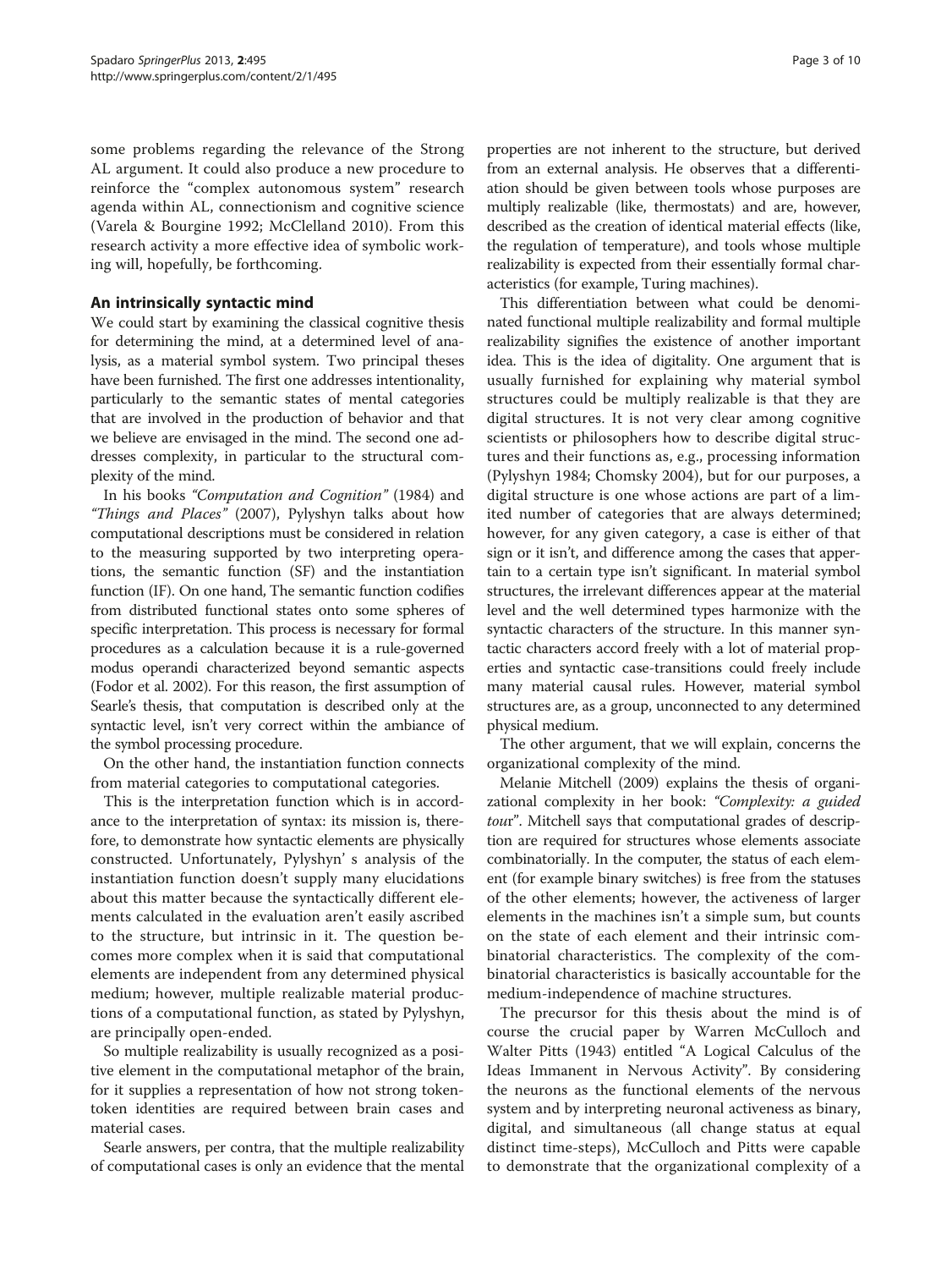some problems regarding the relevance of the Strong AL argument. It could also produce a new procedure to reinforce the "complex autonomous system" research agenda within AL, connectionism and cognitive science (Varela & Bourgine 1992; McClelland 2010). From this research activity a more effective idea of symbolic working will, hopefully, be forthcoming.

## An intrinsically syntactic mind

We could start by examining the classical cognitive thesis for determining the mind, at a determined level of analysis, as a material symbol system. Two principal theses have been furnished. The first one addresses intentionality, particularly to the semantic states of mental categories that are involved in the production of behavior and that we believe are envisaged in the mind. The second one addresses complexity, in particular to the structural complexity of the mind.

In his books *"Computation and Cognition"* (1984) and *"Things and Places"* (2007), Pylyshyn talks about how computational descriptions must be considered in relation to the measuring supported by two interpreting operations, the semantic function (SF) and the instantiation function (IF). On one hand, The semantic function codifies from distributed functional states onto some spheres of specific interpretation. This process is necessary for formal procedures as a calculation because it is a rule-governed modus operandi characterized beyond semantic aspects (Fodor et al. 2002). For this reason, the first assumption of Searle's thesis, that computation is described only at the syntactic level, isn't very correct within the ambiance of the symbol processing procedure.

On the other hand, the instantiation function connects from material categories to computational categories.

This is the interpretation function which is in accordance to the interpretation of syntax: its mission is, therefore, to demonstrate how syntactic elements are physically constructed. Unfortunately, Pylyshyn' s analysis of the instantiation function doesn't supply many elucidations about this matter because the syntactically different elements calculated in the evaluation aren't easily ascribed to the structure, but intrinsic in it. The question becomes more complex when it is said that computational elements are independent from any determined physical medium; however, multiple realizable material productions of a computational function, as stated by Pylyshyn, are principally open-ended.

So multiple realizability is usually recognized as a positive element in the computational metaphor of the brain, for it supplies a representation of how not strong token-token identities are required between brain cases and material cases.

Searle answers, per contra, that the multiple realizability of computational cases is only an evidence that the mental properties are not inherent to the structure, but derived from an external analysis. He observes that a differentiation should be given between tools whose purposes are multiply realizable (like, thermostats) and are, however, described as the creation of identical material effects (like, the regulation of temperature), and tools whose multiple realizability is expected from their essentially formal characteristics (for example, Turing machines).

This differentiation between what could be denominated functional multiple realizability and formal multiple realizability signifies the existence of another important idea. This is the idea of digitality. One argument that is usually furnished for explaining why material symbol structures could be multiply realizable is that they are digital structures. It is not very clear among cognitive scientists or philosophers how to describe digital structures and their functions as, e.g., processing information (Pylyshyn 1984; Chomsky 2004), but for our purposes, a digital structure is one whose actions are part of a limited number of categories that are always determined; however, for any given category, a case is either of that sign or it isn't, and difference among the cases that appertain to a certain type isn't significant. In material symbol structures, the irrelevant differences appear at the material level and the well determined types harmonize with the syntactic characters of the structure. In this manner syntactic characters accord freely with a lot of material properties and syntactic case-transitions could freely include many material causal rules. However, material symbol structures are, as a group, unconnected to any determined physical medium.

The other argument, that we will explain, concerns the organizational complexity of the mind.

Melanie Mitchell (2009) explains the thesis of organizational complexity in her book: *"Complexity: a guided tour"*. Mitchell says that computational grades of description are required for structures whose elements associate combinatorially. In the computer, the status of each element (for example binary switches) is free from the statuses of the other elements; however, the activeness of larger elements in the machines isn't a simple sum, but counts on the state of each element and their intrinsic combinatorial characteristics. The complexity of the combinatorial characteristics is basically accountable for the medium-independence of machine structures.

The precursor for this thesis about the mind is of course the crucial paper by Warren McCulloch and Walter Pitts (1943) entitled "A Logical Calculus of the Ideas Immanent in Nervous Activity". By considering the neurons as the functional elements of the nervous system and by interpreting neuronal activeness as binary, digital, and simultaneous (all change status at equal distinct time-steps), McCulloch and Pitts were capable to demonstrate that the organizational complexity of a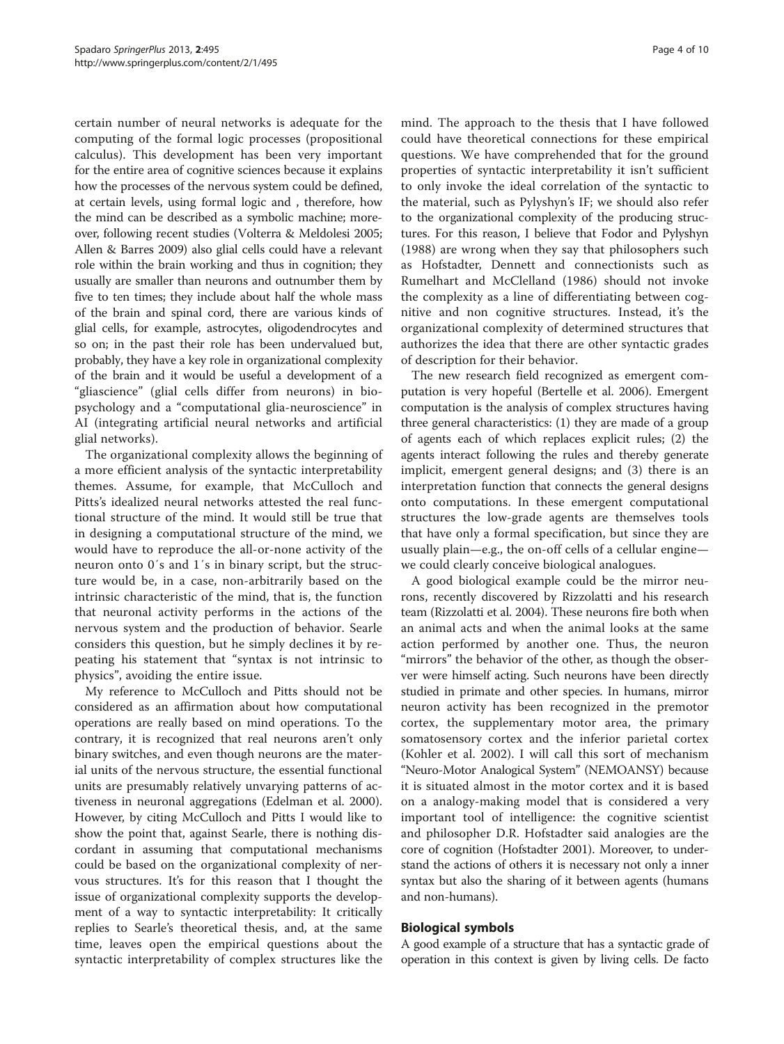certain number of neural networks is adequate for the computing of the formal logic processes (propositional calculus). This development has been very important for the entire area of cognitive sciences because it explains how the processes of the nervous system could be defined, at certain levels, using formal logic and , therefore, how the mind can be described as a symbolic machine; moreover, following recent studies (Volterra & Meldolesi 2005; Allen & Barres 2009) also glial cells could have a relevant role within the brain working and thus in cognition; they usually are smaller than neurons and outnumber them by five to ten times; they include about half the whole mass of the brain and spinal cord, there are various kinds of glial cells, for example, astrocytes, oligodendrocytes and so on; in the past their role has been undervalued but, probably, they have a key role in organizational complexity of the brain and it would be useful a development of a "gliascience" (glial cells differ from neurons) in biopsychology and a "computational glia-neuroscience" in AI (integrating artificial neural networks and artificial glial networks).

The organizational complexity allows the beginning of a more efficient analysis of the syntactic interpretability themes. Assume, for example, that McCulloch and Pitts's idealized neural networks attested the real functional structure of the mind. It would still be true that in designing a computational structure of the mind, we would have to reproduce the all-or-none activity of the neuron onto 0´s and 1´s in binary script, but the structure would be, in a case, non-arbitrarily based on the intrinsic characteristic of the mind, that is, the function that neuronal activity performs in the actions of the nervous system and the production of behavior. Searle considers this question, but he simply declines it by repeating his statement that "syntax is not intrinsic to physics", avoiding the entire issue.

My reference to McCulloch and Pitts should not be considered as an affirmation about how computational operations are really based on mind operations. To the contrary, it is recognized that real neurons aren't only binary switches, and even though neurons are the material units of the nervous structure, the essential functional units are presumably relatively unvarying patterns of activeness in neuronal aggregations (Edelman et al. 2000). However, by citing McCulloch and Pitts I would like to show the point that, against Searle, there is nothing discordant in assuming that computational mechanisms could be based on the organizational complexity of nervous structures. It's for this reason that I thought the issue of organizational complexity supports the development of a way to syntactic interpretability: It critically replies to Searle's theoretical thesis, and, at the same time, leaves open the empirical questions about the syntactic interpretability of complex structures like the mind. The approach to the thesis that I have followed could have theoretical connections for these empirical questions. We have comprehended that for the ground properties of syntactic interpretability it isn't sufficient to only invoke the ideal correlation of the syntactic to the material, such as Pylyshyn's IF; we should also refer to the organizational complexity of the producing structures. For this reason, I believe that Fodor and Pylyshyn (1988) are wrong when they say that philosophers such as Hofstadter, Dennett and connectionists such as Rumelhart and McClelland (1986) should not invoke the complexity as a line of differentiating between cognitive and non cognitive structures. Instead, it's the organizational complexity of determined structures that authorizes the idea that there are other syntactic grades of description for their behavior.

The new research field recognized as emergent computation is very hopeful (Bertelle et al. 2006). Emergent computation is the analysis of complex structures having three general characteristics: (1) they are made of a group of agents each of which replaces explicit rules; (2) the agents interact following the rules and thereby generate implicit, emergent general designs; and (3) there is an interpretation function that connects the general designs onto computations. In these emergent computational structures the low-grade agents are themselves tools that have only a formal specification, but since they are usually plain—e.g., the on-off cells of a cellular engine—we could clearly conceive biological analogues.

A good biological example could be the mirror neurons, recently discovered by Rizzolatti and his research team (Rizzolatti et al. 2004). These neurons fire both when an animal acts and when the animal looks at the same action performed by another one. Thus, the neuron "mirrors" the behavior of the other, as though the observer were himself acting. Such neurons have been directly studied in primate and other species. In humans, mirror neuron activity has been recognized in the premotor cortex, the supplementary motor area, the primary somatosensory cortex and the inferior parietal cortex (Kohler et al. 2002). I will call this sort of mechanism "Neuro-Motor Analogical System" (NEMOANSY) because it is situated almost in the motor cortex and it is based on a analogy-making model that is considered a very important tool of intelligence: the cognitive scientist and philosopher D.R. Hofstadter said analogies are the core of cognition (Hofstadter 2001). Moreover, to understand the actions of others it is necessary not only a inner syntax but also the sharing of it between agents (humans and non-humans).

## Biological symbols

A good example of a structure that has a syntactic grade of operation in this context is given by living cells. De facto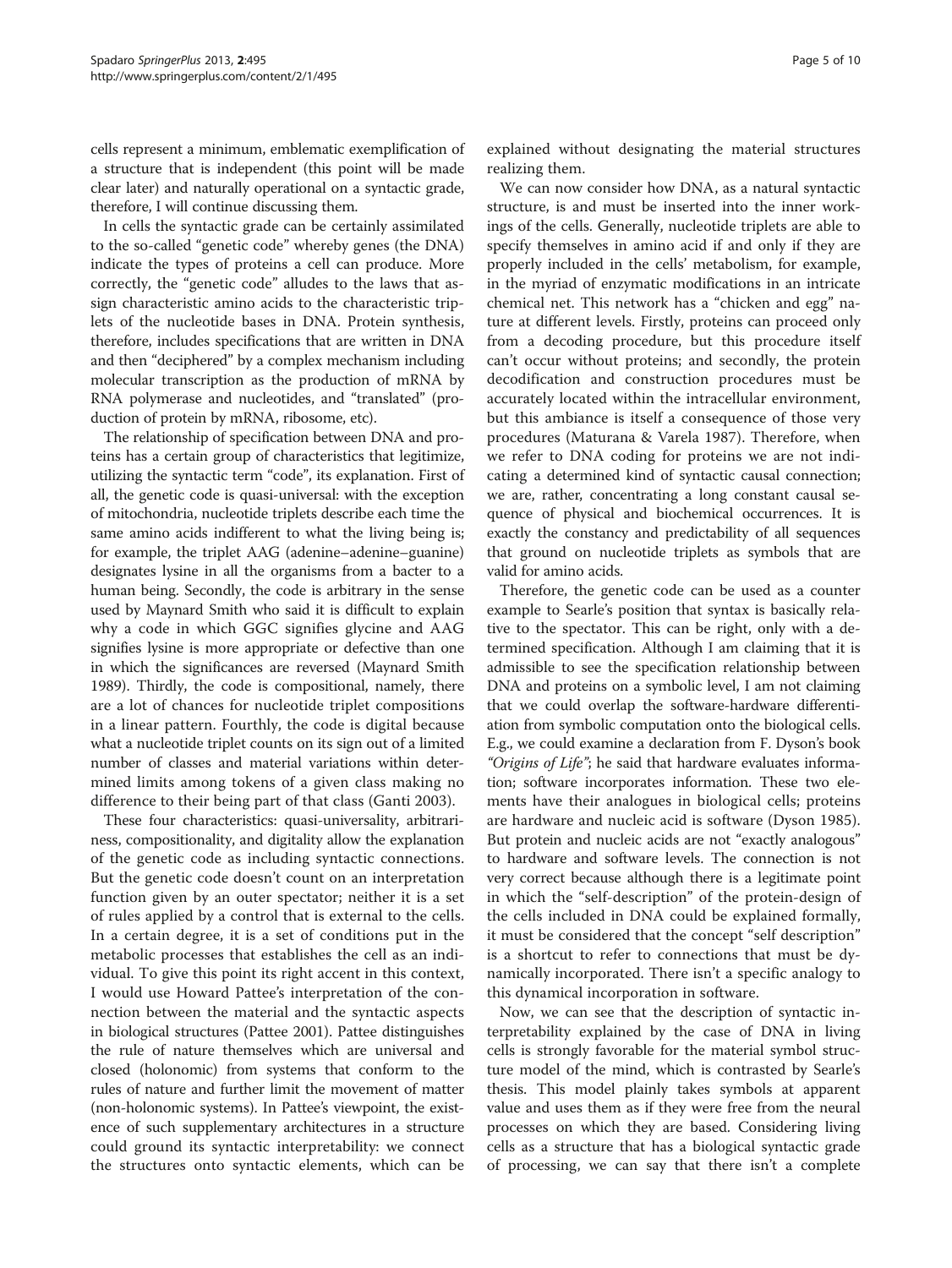cells represent a minimum, emblematic exemplification of a structure that is independent (this point will be made clear later) and naturally operational on a syntactic grade, therefore, I will continue discussing them.

In cells the syntactic grade can be certainly assimilated to the so-called "genetic code" whereby genes (the DNA) indicate the types of proteins a cell can produce. More correctly, the "genetic code" alludes to the laws that assign characteristic amino acids to the characteristic triplets of the nucleotide bases in DNA. Protein synthesis, therefore, includes specifications that are written in DNA and then "deciphered" by a complex mechanism including molecular transcription as the production of mRNA by RNA polymerase and nucleotides, and "translated" (production of protein by mRNA, ribosome, etc).

The relationship of specification between DNA and proteins has a certain group of characteristics that legitimize, utilizing the syntactic term "code", its explanation. First of all, the genetic code is quasi-universal: with the exception of mitochondria, nucleotide triplets describe each time the same amino acids indifferent to what the living being is; for example, the triplet AAG (adenine–adenine–guanine) designates lysine in all the organisms from a bacter to a human being. Secondly, the code is arbitrary in the sense used by Maynard Smith who said it is difficult to explain why a code in which GGC signifies glycine and AAG signifies lysine is more appropriate or defective than one in which the significances are reversed (Maynard Smith 1989). Thirdly, the code is compositional, namely, there are a lot of chances for nucleotide triplet compositions in a linear pattern. Fourthly, the code is digital because what a nucleotide triplet counts on its sign out of a limited number of classes and material variations within determined limits among tokens of a given class making no difference to their being part of that class (Ganti 2003).

These four characteristics: quasi-universality, arbitrariness, compositionality, and digitality allow the explanation of the genetic code as including syntactic connections. But the genetic code doesn't count on an interpretation function given by an outer spectator; neither it is a set of rules applied by a control that is external to the cells. In a certain degree, it is a set of conditions put in the metabolic processes that establishes the cell as an individual. To give this point its right accent in this context, I would use Howard Pattee's interpretation of the connection between the material and the syntactic aspects in biological structures (Pattee 2001). Pattee distinguishes the rule of nature themselves which are universal and closed (holonomic) from systems that conform to the rules of nature and further limit the movement of matter (non-holonomic systems). In Pattee's viewpoint, the existence of such supplementary architectures in a structure could ground its syntactic interpretability: we connect the structures onto syntactic elements, which can be explained without designating the material structures realizing them.

We can now consider how DNA, as a natural syntactic structure, is and must be inserted into the inner workings of the cells. Generally, nucleotide triplets are able to specify themselves in amino acid if and only if they are properly included in the cells' metabolism, for example, in the myriad of enzymatic modifications in an intricate chemical net. This network has a "chicken and egg" nature at different levels. Firstly, proteins can proceed only from a decoding procedure, but this procedure itself can't occur without proteins; and secondly, the protein decodification and construction procedures must be accurately located within the intracellular environment, but this ambiance is itself a consequence of those very procedures (Maturana & Varela 1987). Therefore, when we refer to DNA coding for proteins we are not indicating a determined kind of syntactic causal connection; we are, rather, concentrating a long constant causal sequence of physical and biochemical occurrences. It is exactly the constancy and predictability of all sequences that ground on nucleotide triplets as symbols that are valid for amino acids.

Therefore, the genetic code can be used as a counter example to Searle's position that syntax is basically relative to the spectator. This can be right, only with a determined specification. Although I am claiming that it is admissible to see the specification relationship between DNA and proteins on a symbolic level, I am not claiming that we could overlap the software-hardware differentiation from symbolic computation onto the biological cells. E.g., we could examine a declaration from F. Dyson's book *"Origins of Life"*; he said that hardware evaluates information; software incorporates information. These two elements have their analogues in biological cells; proteins are hardware and nucleic acid is software (Dyson 1985). But protein and nucleic acids are not "exactly analogous" to hardware and software levels. The connection is not very correct because although there is a legitimate point in which the "self-description" of the protein-design of the cells included in DNA could be explained formally, it must be considered that the concept "self description" is a shortcut to refer to connections that must be dynamically incorporated. There isn't a specific analogy to this dynamical incorporation in software.

Now, we can see that the description of syntactic interpretability explained by the case of DNA in living cells is strongly favorable for the material symbol structure model of the mind, which is contrasted by Searle's thesis. This model plainly takes symbols at apparent value and uses them as if they were free from the neural processes on which they are based. Considering living cells as a structure that has a biological syntactic grade of processing, we can say that there isn't a complete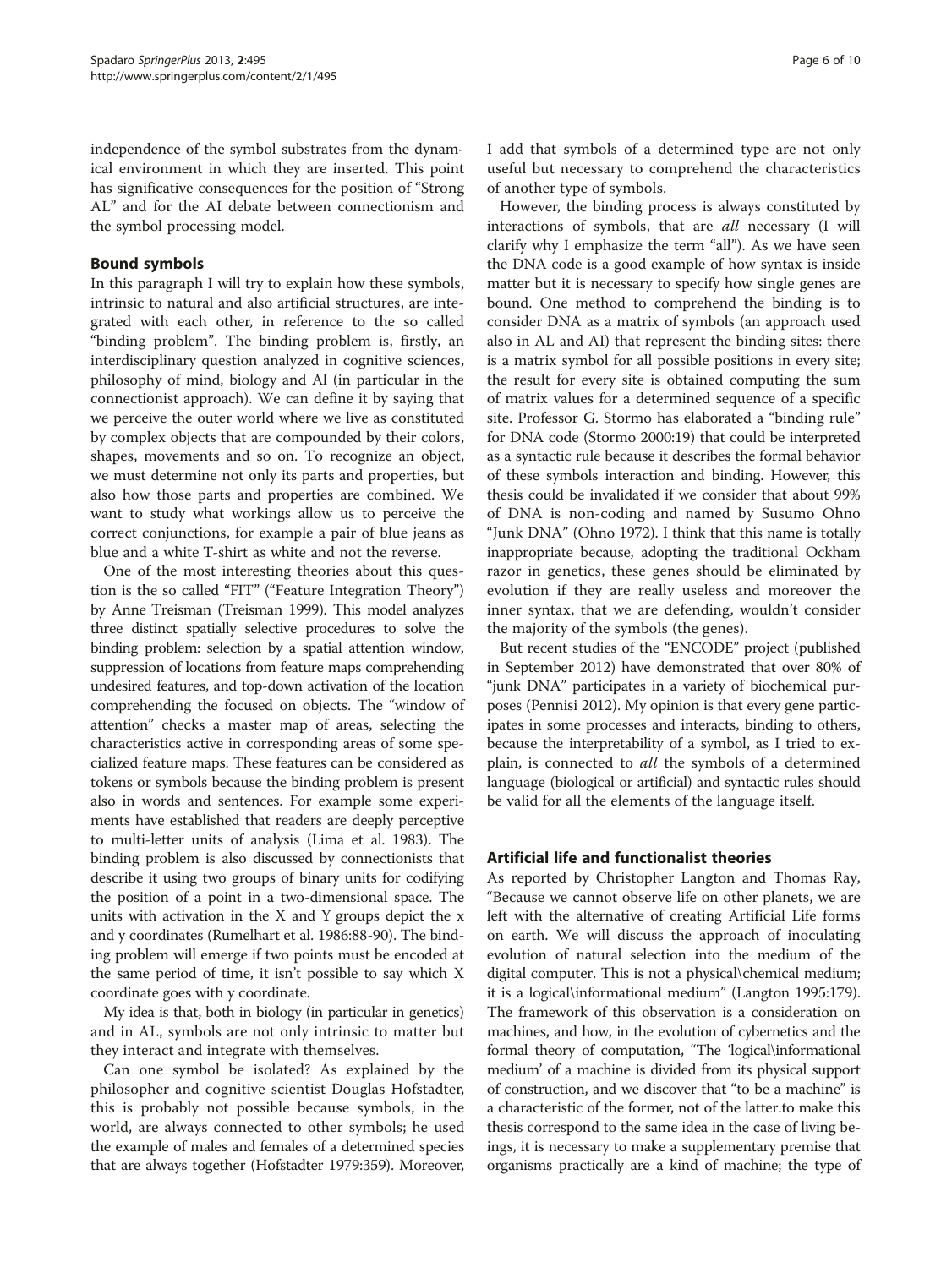independence of the symbol substrates from the dynamical environment in which they are inserted. This point has significative consequences for the position of "Strong AL" and for the AI debate between connectionism and the symbol processing model.

## Bound symbols

In this paragraph I will try to explain how these symbols, intrinsic to natural and also artificial structures, are integrated with each other, in reference to the so called "binding problem". The binding problem is, firstly, an interdisciplinary question analyzed in cognitive sciences, philosophy of mind, biology and AI (in particular in the connectionist approach). We can define it by saying that we perceive the outer world where we live as constituted by complex objects that are compounded by their colors, shapes, movements and so on. To recognize an object, we must determine not only its parts and properties, but also how those parts and properties are combined. We want to study what workings allow us to perceive the correct conjunctions, for example a pair of blue jeans as blue and a white T-shirt as white and not the reverse.

One of the most interesting theories about this question is the so called "FIT" ("Feature Integration Theory") by Anne Treisman (Treisman 1999). This model analyzes three distinct spatially selective procedures to solve the binding problem: selection by a spatial attention window, suppression of locations from feature maps comprehending undesired features, and top-down activation of the location comprehending the focused on objects. The "window of attention" checks a master map of areas, selecting the characteristics active in corresponding areas of some specialized feature maps. These features can be considered as tokens or symbols because the binding problem is present also in words and sentences. For example some experiments have established that readers are deeply perceptive to multi-letter units of analysis (Lima et al. 1983). The binding problem is also discussed by connectionists that describe it using two groups of binary units for codifying the position of a point in a two-dimensional space. The units with activation in the X and Y groups depict the x and y coordinates (Rumelhart et al. 1986:88-90). The binding problem will emerge if two points must be encoded at the same period of time, it isn't possible to say which X coordinate goes with y coordinate.

My idea is that, both in biology (in particular in genetics) and in AL, symbols are not only intrinsic to matter but they interact and integrate with themselves.

Can one symbol be isolated? As explained by the philosopher and cognitive scientist Douglas Hofstadter, this is probably not possible because symbols, in the world, are always connected to other symbols; he used the example of males and females of a determined species that are always together (Hofstadter 1979:359). Moreover, I add that symbols of a determined type are not only useful but necessary to comprehend the characteristics of another type of symbols.

However, the binding process is always constituted by interactions of symbols, that are *all* necessary (I will clarify why I emphasize the term "all"). As we have seen the DNA code is a good example of how syntax is inside matter but it is necessary to specify how single genes are bound. One method to comprehend the binding is to consider DNA as a matrix of symbols (an approach used also in AL and AI) that represent the binding sites: there is a matrix symbol for all possible positions in every site; the result for every site is obtained computing the sum of matrix values for a determined sequence of a specific site. Professor G. Stormo has elaborated a "binding rule" for DNA code (Stormo 2000:19) that could be interpreted as a syntactic rule because it describes the formal behavior of these symbols interaction and binding. However, this thesis could be invalidated if we consider that about 99% of DNA is non-coding and named by Susumo Ohno "Junk DNA" (Ohno 1972). I think that this name is totally inappropriate because, adopting the traditional Ockham razor in genetics, these genes should be eliminated by evolution if they are really useless and moreover the inner syntax, that we are defending, wouldn't consider the majority of the symbols (the genes).

But recent studies of the "ENCODE" project (published in September 2012) have demonstrated that over 80% of "junk DNA" participates in a variety of biochemical purposes (Pennisi 2012). My opinion is that every gene participates in some processes and interacts, binding to others, because the interpretability of a symbol, as I tried to explain, is connected to *all* the symbols of a determined language (biological or artificial) and syntactic rules should be valid for all the elements of the language itself.

## Artificial life and functionalist theories

As reported by Christopher Langton and Thomas Ray, "Because we cannot observe life on other planets, we are left with the alternative of creating Artificial Life forms on earth. We will discuss the approach of inoculating evolution of natural selection into the medium of the digital computer. This is not a physical\chemical medium; it is a logical\informational medium" (Langton 1995:179). The framework of this observation is a consideration on machines, and how, in the evolution of cybernetics and the formal theory of computation, "The 'logical\informational medium' of a machine is divided from its physical support of construction, and we discover that "to be a machine" is a characteristic of the former, not of the latter.to make this thesis correspond to the same idea in the case of living beings, it is necessary to make a supplementary premise that organisms practically are a kind of machine; the type of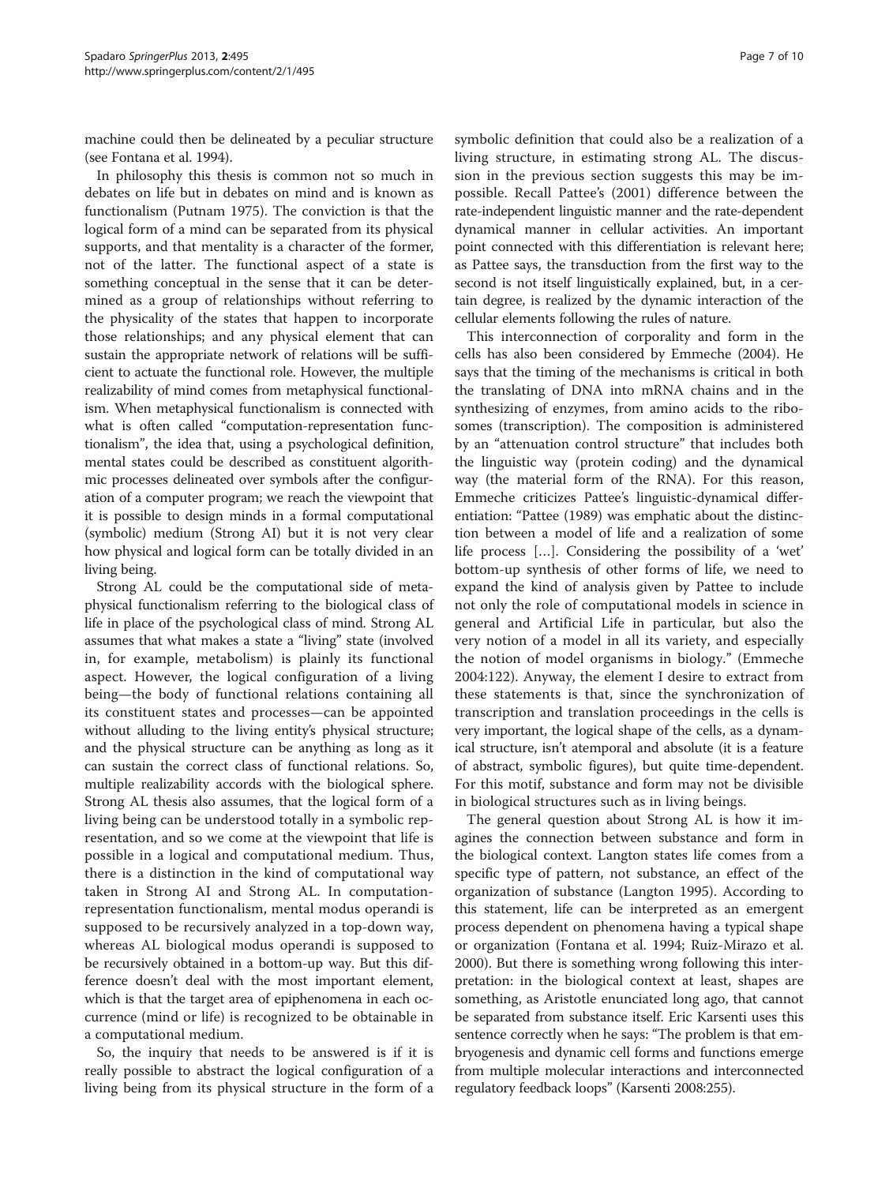machine could then be delineated by a peculiar structure (see Fontana et al. 1994).

In philosophy this thesis is common not so much in debates on life but in debates on mind and is known as functionalism (Putnam 1975). The conviction is that the logical form of a mind can be separated from its physical supports, and that mentality is a character of the former, not of the latter. The functional aspect of a state is something conceptual in the sense that it can be determined as a group of relationships without referring to the physicality of the states that happen to incorporate those relationships; and any physical element that can sustain the appropriate network of relations will be sufficient to actuate the functional role. However, the multiple realizability of mind comes from metaphysical functionalism. When metaphysical functionalism is connected with what is often called "computation-representation functionalism", the idea that, using a psychological definition, mental states could be described as constituent algorithmic processes delineated over symbols after the configuration of a computer program; we reach the viewpoint that it is possible to design minds in a formal computational (symbolic) medium (Strong AI) but it is not very clear how physical and logical form can be totally divided in an living being.

Strong AL could be the computational side of metaphysical functionalism referring to the biological class of life in place of the psychological class of mind. Strong AL assumes that what makes a state a "living" state (involved in, for example, metabolism) is plainly its functional aspect. However, the logical configuration of a living being—the body of functional relations containing all its constituent states and processes—can be appointed without alluding to the living entity's physical structure; and the physical structure can be anything as long as it can sustain the correct class of functional relations. So, multiple realizability accords with the biological sphere. Strong AL thesis also assumes, that the logical form of a living being can be understood totally in a symbolic representation, and so we come at the viewpoint that life is possible in a logical and computational medium. Thus, there is a distinction in the kind of computational way taken in Strong AI and Strong AL. In computation-representation functionalism, mental modus operandi is supposed to be recursively analyzed in a top-down way, whereas AL biological modus operandi is supposed to be recursively obtained in a bottom-up way. But this difference doesn't deal with the most important element, which is that the target area of epiphenomena in each occurrence (mind or life) is recognized to be obtainable in a computational medium.

So, the inquiry that needs to be answered is if it is really possible to abstract the logical configuration of a living being from its physical structure in the form of a symbolic definition that could also be a realization of a living structure, in estimating strong AL. The discussion in the previous section suggests this may be impossible. Recall Pattee's (2001) difference between the rate-independent linguistic manner and the rate-dependent dynamical manner in cellular activities. An important point connected with this differentiation is relevant here; as Pattee says, the transduction from the first way to the second is not itself linguistically explained, but, in a certain degree, is realized by the dynamic interaction of the cellular elements following the rules of nature.

This interconnection of corporality and form in the cells has also been considered by Emmeche (2004). He says that the timing of the mechanisms is critical in both the translating of DNA into mRNA chains and in the synthesizing of enzymes, from amino acids to the ribosomes (transcription). The composition is administered by an "attenuation control structure" that includes both the linguistic way (protein coding) and the dynamical way (the material form of the RNA). For this reason, Emmeche criticizes Pattee's linguistic-dynamical differentiation: "Pattee (1989) was emphatic about the distinction between a model of life and a realization of some life process […]. Considering the possibility of a 'wet' bottom-up synthesis of other forms of life, we need to expand the kind of analysis given by Pattee to include not only the role of computational models in science in general and Artificial Life in particular, but also the very notion of a model in all its variety, and especially the notion of model organisms in biology." (Emmeche 2004:122). Anyway, the element I desire to extract from these statements is that, since the synchronization of transcription and translation proceedings in the cells is very important, the logical shape of the cells, as a dynamical structure, isn't atemporal and absolute (it is a feature of abstract, symbolic figures), but quite time-dependent. For this motif, substance and form may not be divisible in biological structures such as in living beings.

The general question about Strong AL is how it imagines the connection between substance and form in the biological context. Langton states life comes from a specific type of pattern, not substance, an effect of the organization of substance (Langton 1995). According to this statement, life can be interpreted as an emergent process dependent on phenomena having a typical shape or organization (Fontana et al. 1994; Ruiz-Mirazo et al. 2000). But there is something wrong following this interpretation: in the biological context at least, shapes are something, as Aristotle enunciated long ago, that cannot be separated from substance itself. Eric Karsenti uses this sentence correctly when he says: "The problem is that embryogenesis and dynamic cell forms and functions emerge from multiple molecular interactions and interconnected regulatory feedback loops" (Karsenti 2008:255).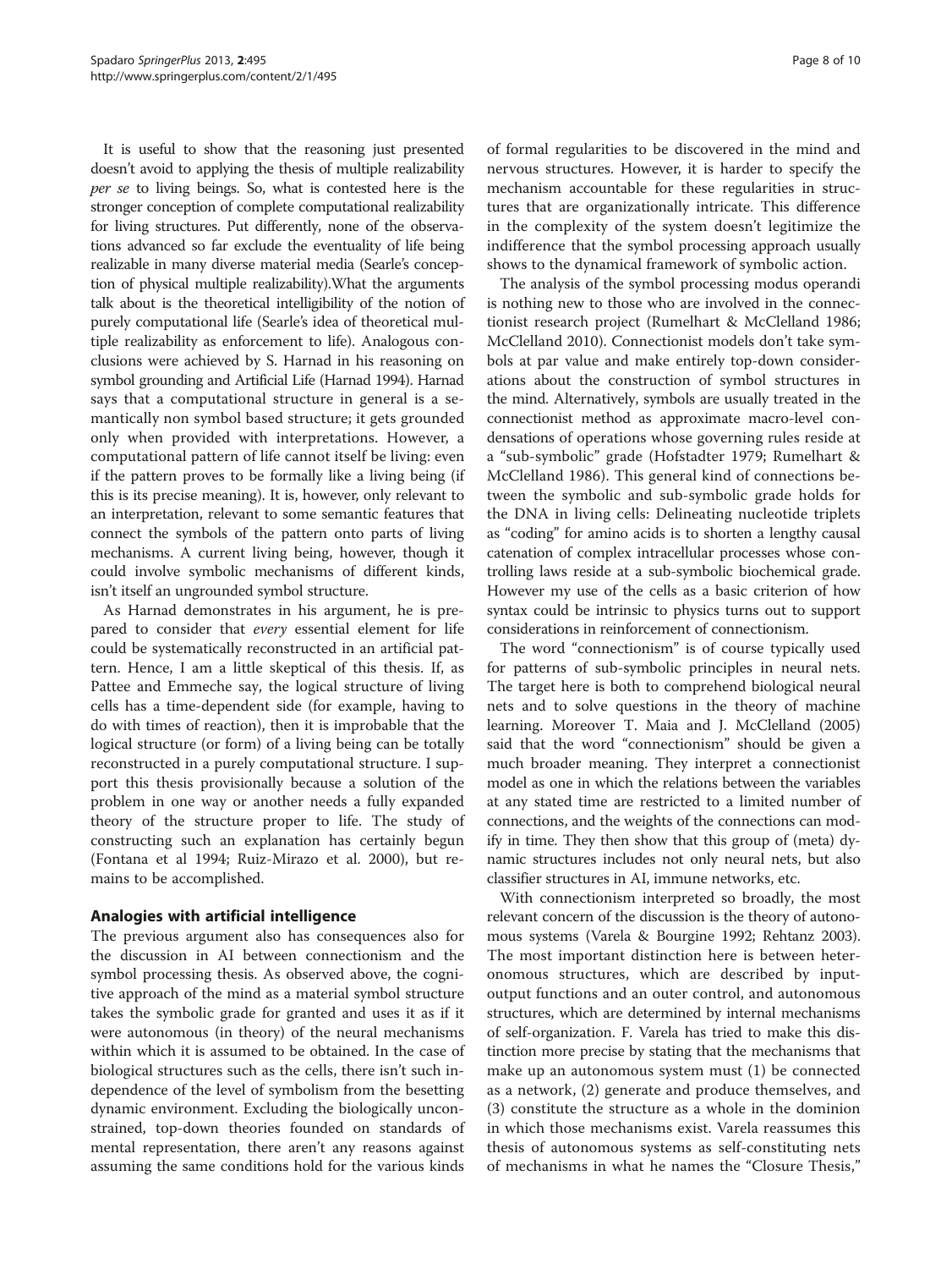It is useful to show that the reasoning just presented doesn't avoid to applying the thesis of multiple realizability *per se* to living beings. So, what is contested here is the stronger conception of complete computational realizability for living structures. Put differently, none of the observations advanced so far exclude the eventuality of life being realizable in many diverse material media (Searle's conception of physical multiple realizability).What the arguments talk about is the theoretical intelligibility of the notion of purely computational life (Searle's idea of theoretical multiple realizability as enforcement to life). Analogous conclusions were achieved by S. Harnad in his reasoning on symbol grounding and Artificial Life (Harnad 1994). Harnad says that a computational structure in general is a semantically non symbol based structure; it gets grounded only when provided with interpretations. However, a computational pattern of life cannot itself be living: even if the pattern proves to be formally like a living being (if this is its precise meaning). It is, however, only relevant to an interpretation, relevant to some semantic features that connect the symbols of the pattern onto parts of living mechanisms. A current living being, however, though it could involve symbolic mechanisms of different kinds, isn't itself an ungrounded symbol structure.

As Harnad demonstrates in his argument, he is prepared to consider that *every* essential element for life could be systematically reconstructed in an artificial pattern. Hence, I am a little skeptical of this thesis. If, as Pattee and Emmeche say, the logical structure of living cells has a time-dependent side (for example, having to do with times of reaction), then it is improbable that the logical structure (or form) of a living being can be totally reconstructed in a purely computational structure. I support this thesis provisionally because a solution of the problem in one way or another needs a fully expanded theory of the structure proper to life. The study of constructing such an explanation has certainly begun (Fontana et al 1994; Ruiz-Mirazo et al. 2000), but remains to be accomplished.

## Analogies with artificial intelligence

The previous argument also has consequences also for the discussion in AI between connectionism and the symbol processing thesis. As observed above, the cognitive approach of the mind as a material symbol structure takes the symbolic grade for granted and uses it as if it were autonomous (in theory) of the neural mechanisms within which it is assumed to be obtained. In the case of biological structures such as the cells, there isn't such independence of the level of symbolism from the besetting dynamic environment. Excluding the biologically unconstrained, top-down theories founded on standards of mental representation, there aren't any reasons against assuming the same conditions hold for the various kinds of formal regularities to be discovered in the mind and nervous structures. However, it is harder to specify the mechanism accountable for these regularities in structures that are organizationally intricate. This difference in the complexity of the system doesn't legitimize the indifference that the symbol processing approach usually shows to the dynamical framework of symbolic action.

The analysis of the symbol processing modus operandi is nothing new to those who are involved in the connectionist research project (Rumelhart & McClelland 1986; McClelland 2010). Connectionist models don't take symbols at par value and make entirely top-down considerations about the construction of symbol structures in the mind. Alternatively, symbols are usually treated in the connectionist method as approximate macro-level condensations of operations whose governing rules reside at a "sub-symbolic" grade (Hofstadter 1979; Rumelhart & McClelland 1986). This general kind of connections between the symbolic and sub-symbolic grade holds for the DNA in living cells: Delineating nucleotide triplets as "coding" for amino acids is to shorten a lengthy causal catenation of complex intracellular processes whose controlling laws reside at a sub-symbolic biochemical grade. However my use of the cells as a basic criterion of how syntax could be intrinsic to physics turns out to support considerations in reinforcement of connectionism.

The word "connectionism" is of course typically used for patterns of sub-symbolic principles in neural nets. The target here is both to comprehend biological neural nets and to solve questions in the theory of machine learning. Moreover T. Maia and J. McClelland (2005) said that the word "connectionism" should be given a much broader meaning. They interpret a connectionist model as one in which the relations between the variables at any stated time are restricted to a limited number of connections, and the weights of the connections can modify in time. They then show that this group of (meta) dynamic structures includes not only neural nets, but also classifier structures in AI, immune networks, etc.

With connectionism interpreted so broadly, the most relevant concern of the discussion is the theory of autonomous systems (Varela & Bourgine 1992; Rehtanz 2003). The most important distinction here is between heteronomous structures, which are described by input-output functions and an outer control, and autonomous structures, which are determined by internal mechanisms of self-organization. F. Varela has tried to make this distinction more precise by stating that the mechanisms that make up an autonomous system must (1) be connected as a network, (2) generate and produce themselves, and (3) constitute the structure as a whole in the dominion in which those mechanisms exist. Varela reassumes this thesis of autonomous systems as self-constituting nets of mechanisms in what he names the "Closure Thesis,"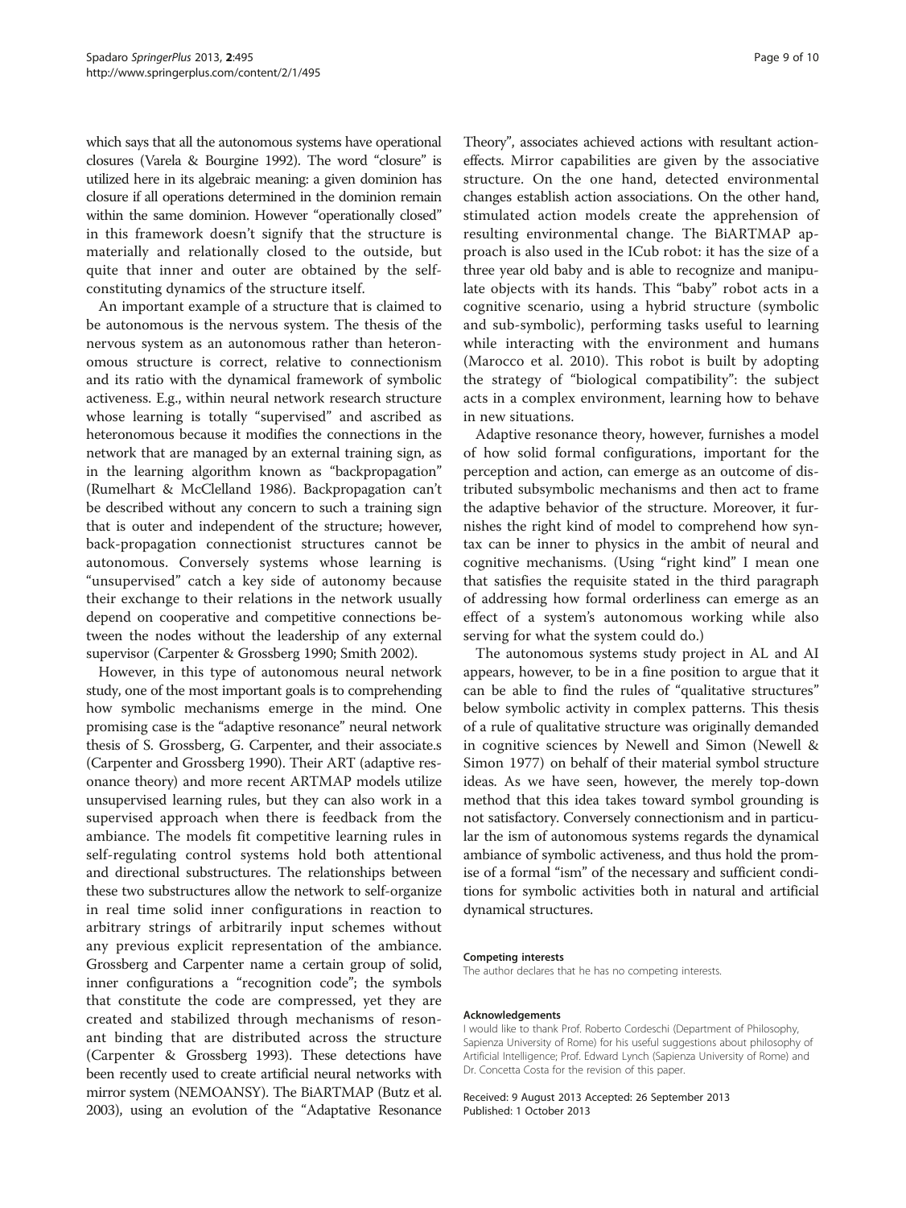which says that all the autonomous systems have operational closures (Varela & Bourgine 1992). The word "closure" is utilized here in its algebraic meaning: a given dominion has closure if all operations determined in the dominion remain within the same dominion. However "operationally closed" in this framework doesn't signify that the structure is materially and relationally closed to the outside, but quite that inner and outer are obtained by the self-constituting dynamics of the structure itself.

An important example of a structure that is claimed to be autonomous is the nervous system. The thesis of the nervous system as an autonomous rather than heteronomous structure is correct, relative to connectionism and its ratio with the dynamical framework of symbolic activeness. E.g., within neural network research structure whose learning is totally "supervised" and ascribed as heteronomous because it modifies the connections in the network that are managed by an external training sign, as in the learning algorithm known as "backpropagation" (Rumelhart & McClelland 1986). Backpropagation can't be described without any concern to such a training sign that is outer and independent of the structure; however, back-propagation connectionist structures cannot be autonomous. Conversely systems whose learning is "unsupervised" catch a key side of autonomy because their exchange to their relations in the network usually depend on cooperative and competitive connections between the nodes without the leadership of any external supervisor (Carpenter & Grossberg 1990; Smith 2002).

However, in this type of autonomous neural network study, one of the most important goals is to comprehending how symbolic mechanisms emerge in the mind. One promising case is the "adaptive resonance" neural network thesis of S. Grossberg, G. Carpenter, and their associate.s (Carpenter and Grossberg 1990). Their ART (adaptive resonance theory) and more recent ARTMAP models utilize unsupervised learning rules, but they can also work in a supervised approach when there is feedback from the ambiance. The models fit competitive learning rules in self-regulating control systems hold both attentional and directional substructures. The relationships between these two substructures allow the network to self-organize in real time solid inner configurations in reaction to arbitrary strings of arbitrarily input schemes without any previous explicit representation of the ambiance. Grossberg and Carpenter name a certain group of solid, inner configurations a "recognition code"; the symbols that constitute the code are compressed, yet they are created and stabilized through mechanisms of resonant binding that are distributed across the structure (Carpenter & Grossberg 1993). These detections have been recently used to create artificial neural networks with mirror system (NEMOANSY). The BiARTMAP (Butz et al. 2003), using an evolution of the "Adaptative Resonance Theory", associates achieved actions with resultant action-effects. Mirror capabilities are given by the associative structure. On the one hand, detected environmental changes establish action associations. On the other hand, stimulated action models create the apprehension of resulting environmental change. The BiARTMAP approach is also used in the ICub robot: it has the size of a three year old baby and is able to recognize and manipulate objects with its hands. This "baby" robot acts in a cognitive scenario, using a hybrid structure (symbolic and sub-symbolic), performing tasks useful to learning while interacting with the environment and humans (Marocco et al. 2010). This robot is built by adopting the strategy of "biological compatibility": the subject acts in a complex environment, learning how to behave in new situations.

Adaptive resonance theory, however, furnishes a model of how solid formal configurations, important for the perception and action, can emerge as an outcome of distributed subsymbolic mechanisms and then act to frame the adaptive behavior of the structure. Moreover, it furnishes the right kind of model to comprehend how syntax can be inner to physics in the ambit of neural and cognitive mechanisms. (Using "right kind" I mean one that satisfies the requisite stated in the third paragraph of addressing how formal orderliness can emerge as an effect of a system's autonomous working while also serving for what the system could do.)

The autonomous systems study project in AL and AI appears, however, to be in a fine position to argue that it can be able to find the rules of "qualitative structures" below symbolic activity in complex patterns. This thesis of a rule of qualitative structure was originally demanded in cognitive sciences by Newell and Simon (Newell & Simon 1977) on behalf of their material symbol structure ideas. As we have seen, however, the merely top-down method that this idea takes toward symbol grounding is not satisfactory. Conversely connectionism and in particular the ism of autonomous systems regards the dynamical ambiance of symbolic activeness, and thus hold the promise of a formal "ism" of the necessary and sufficient conditions for symbolic activities both in natural and artificial dynamical structures.

#### Competing interests

The author declares that he has no competing interests.

#### Acknowledgements

I would like to thank Prof. Roberto Cordeschi (Department of Philosophy, Sapienza University of Rome) for his useful suggestions about philosophy of Artificial Intelligence; Prof. Edward Lynch (Sapienza University of Rome) and Dr. Concetta Costa for the revision of this paper.

Received: 9 August 2013 Accepted: 26 September 2013
Published: 1 October 2013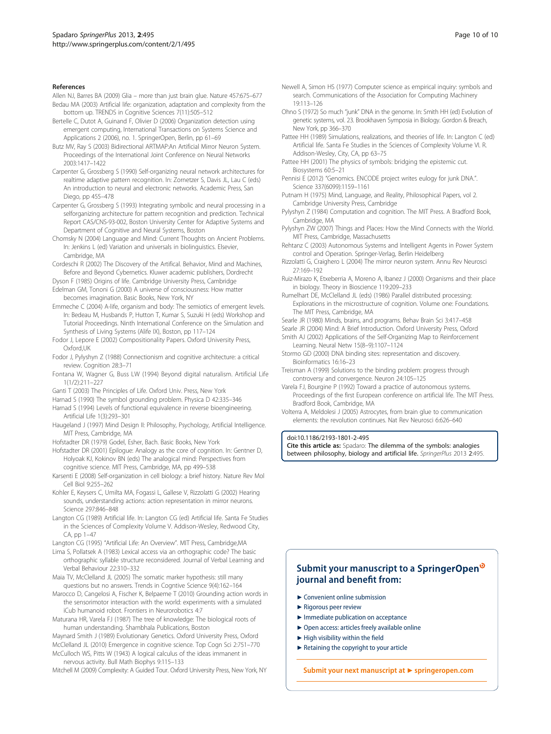## References

Allen NJ, Barres BA (2009) Glia – more than just brain glue. Nature 457:675–677

Bedau MA (2003) Artificial life: organization, adaptation and complexity from the bottom up. TRENDS in Cognitive Sciences 7(11):505–512

Bertelle C, Dutot A, Guinand F, Olivier D (2006) Organization detection using emergent computing, International Transactions on Systems Science and Applications 2 (2006), no. 1. SpringerOpen, Berlin, pp 61–69

Butz MV, Ray S (2003) Bidirectional ARTMAP:An Artificial Mirror Neuron System. Proceedings of the International Joint Conference on Neural Networks 2003:1417–1422

Carpenter G, Grossberg S (1990) Self-organizing neural network architectures for realtime adaptive pattern recognition. In: Zornetzer S, Davis JL, Lau C (eds) An introduction to neural and electronic networks. Academic Press, San Diego, pp 455–478

Carpenter G, Grossberg S (1993) Integrating symbolic and neural processing in a selforganizing architecture for pattern recognition and prediction. Technical Report CAS/CNS-93-002, Boston University Center for Adaptive Systems and Department of Cognitive and Neural Systems, Boston

Chomsky N (2004) Language and Mind: Current Thoughts on Ancient Problems. In: Jenkins L (ed) Variation and universals in biolinguistics. Elsevier, Cambridge, MA

Cordeschi R (2002) The Discovery of the Artifical. Behavior, Mind and Machines, Before and Beyond Cybernetics. Kluwer academic publishers, Dordrecht

Dyson F (1985) Origins of life. Cambridge University Press, Cambridge

Edelman GM, Tononi G (2000) A universe of consciousness: How matter becomes imagination. Basic Books, New York, NY

Emmeche C (2004) A-life, organism and body: The semiotics of emergent levels. In: Bedeau M, Husbands P, Hutton T, Kumar S, Suzuki H (eds) Workshop and Tutorial Proceedings. Ninth International Conference on the Simulation and Synthesis of Living Systems (Alife IX), Boston, pp 117–124

Fodor J, Lepore E (2002) Compositionality Papers. Oxford University Press, Oxford,UK

Fodor J, Pylyshyn Z (1988) Connectionism and cognitive architecture: a critical review. Cognition 28:3–71

Fontana W, Wagner G, Buss LW (1994) Beyond digital naturalism. Artificial Life 1(1/2):211–227

Ganti T (2003) The Principles of Life. Oxford Univ. Press, New York

Harnad S (1990) The symbol grounding problem. Physica D 42:335–346

Harnad S (1994) Levels of functional equivalence in reverse bioengineering. Artificial Life 1(3):293–301

Haugeland J (1997) Mind Design II: Philosophy, Psychology, Artificial Intelligence. MIT Press, Cambridge, MA

Hofstadter DR (1979) Godel, Esher, Bach. Basic Books, New York

Hofstadter DR (2001) Epilogue: Analogy as the core of cognition. In: Gentner D, Holyoak KJ, Kokinov BN (eds) The analogical mind: Perspectives from cognitive science. MIT Press, Cambridge, MA, pp 499–538

Karsenti E (2008) Self-organization in cell biology: a brief history. Nature Rev Mol Cell Biol 9:255–262

Kohler E, Keysers C, Umilta MA, Fogassi L, Gallese V, Rizzolatti G (2002) Hearing sounds, understanding actions: action representation in mirror neurons. Science 297:846–848

Langton CG (1989) Artificial life. In: Langton CG (ed) Artificial life. Santa Fe Studies in the Sciences of Complexity Volume V. Addison-Wesley, Redwood City, CA, pp 1–47

Langton CG (1995) "Artificial Life: An Overview". MIT Press, Cambridge,MA

Lima S, Pollatsek A (1983) Lexical access via an orthographic code? The basic orthographic syllable structure reconsidered. Journal of Verbal Learning and Verbal Behaviour 22:310–332

Maia TV, McClelland JL (2005) The somatic marker hypothesis: still many questions but no answers. Trends in Cogntive Science 9(4):162–164

Marocco D, Cangelosi A, Fischer K, Belpaeme T (2010) Grounding action words in the sensorimotor interaction with the world: experiments with a simulated iCub humanoid robot. Frontiers in Neurorobotics 4:7

Maturana HR, Varela FJ (1987) The tree of knowledge: The biological roots of human understanding. Shambhala Publications, Boston

Maynard Smith J (1989) Evolutionary Genetics. Oxford University Press, Oxford

McClelland JL (2010) Emergence in cognitive science. Top Cogn Sci 2:751–770

McCulloch WS, Pitts W (1943) A logical calculus of the ideas immanent in nervous activity. Bull Math Biophys 9:115–133

Mitchell M (2009) Complexity: A Guided Tour. Oxford University Press, New York, NY

Newell A, Simon HS (1977) Computer science as empirical inquiry: symbols and search. Communications of the Association for Computing Machinery 19:113–126

Ohno S (1972) So much "junk" DNA in the genome. In: Smith HH (ed) Evolution of genetic systems, vol. 23. Brookhaven Symposia in Biology. Gordon & Breach, New York, pp 366–370

Pattee HH (1989) Simulations, realizations, and theories of life. In: Langton C (ed) Artificial life. Santa Fe Studies in the Sciences of Complexity Volume VI. R. Addison-Wesley, City, CA, pp 63–75

Pattee HH (2001) The physics of symbols: bridging the epistemic cut. Biosystems 60:5–21

Pennisi E (2012) "Genomics. ENCODE project writes eulogy for junk DNA.". Science 337(6099):1159–1161

Putnam H (1975) Mind, Language, and Reality, Philosophical Papers, vol 2. Cambridge University Press, Cambridge

Pylyshyn Z (1984) Computation and cognition. The MIT Press. A Bradford Book, Cambridge, MA

Pylyshyn ZW (2007) Things and Places: How the Mind Connects with the World. MIT Press, Cambridge, Massachusetts

Rehtanz C (2003) Autonomous Systems and Intelligent Agents in Power System control and Operation. Springer-Verlag, Berlin Heidelberg

Rizzolatti G, Craighero L (2004) The mirror neuron system. Annu Rev Neurosci 27:169–192

Ruiz-Mirazo K, Etxeberria A, Moreno A, Ibanez J (2000) Organisms and their place in biology. Theory in Bioscience 119:209–233

Rumelhart DE, McClelland JL (eds) (1986) Parallel distributed processing: Explorations in the microstructure of cognition. Volume one: Foundations. The MIT Press, Cambridge, MA

Searle JR (1980) Minds, brains, and programs. Behav Brain Sci 3:417–458

Searle JR (2004) Mind: A Brief Introduction. Oxford University Press, Oxford

Smith AJ (2002) Applications of the Self-Organizing Map to Reinforcement Learning. Neural Netw 15(8–9):1107–1124

Stormo GD (2000) DNA binding sites: representation and discovery. Bioinformatics 16:16–23

Treisman A (1999) Solutions to the binding problem: progress through controversy and convergence. Neuron 24:105–125

Varela FJ, Bourgine P (1992) Toward a practice of autonomous systems. Proceedings of the first European conference on artificial life. The MIT Press. Bradford Book, Cambridge, MA

Volterra A, Meldolesi J (2005) Astrocytes, from brain glue to communication elements: the revolution continues. Nat Rev Neurosci 6:626–640

doi:10.1186/2193-1801-2-495

**Cite this article as:** Spadaro: The dilemma of the symbols: analogies between philosophy, biology and artificial life. *SpringerPlus* 2013 **2**:495.

### Submit your manuscript to a SpringerOpen journal and benefit from:

- ► Convenient online submission
- ► Rigorous peer review
- ► Immediate publication on acceptance
- ► Open access: articles freely available online
- ► High visibility within the field
- ► Retaining the copyright to your article

**Submit your next manuscript at ► springeropen.com**